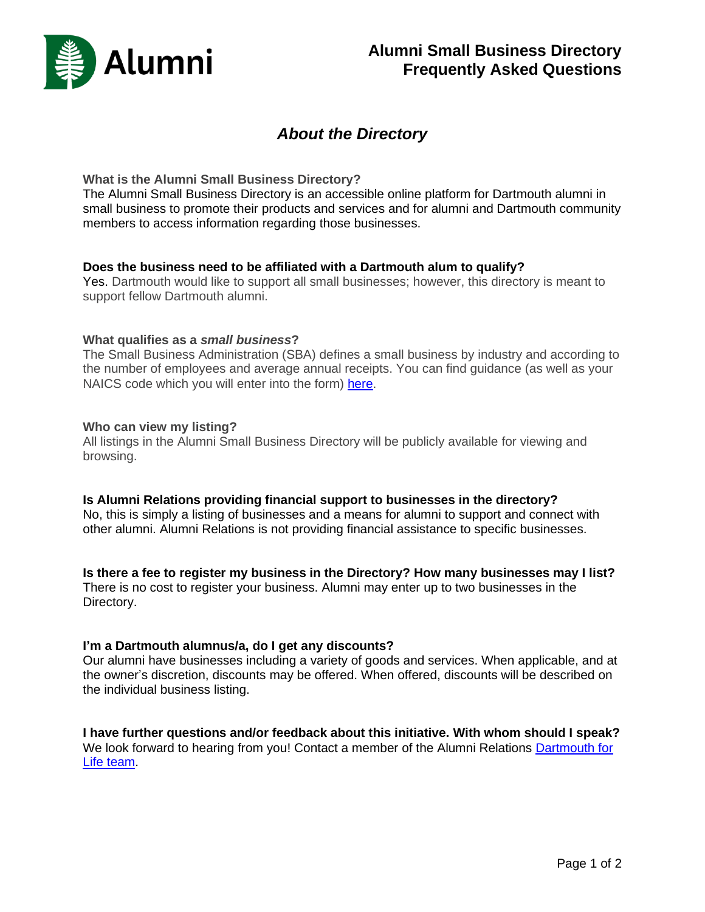# Alumni Small Business Directory
# Frequently Asked Questions

## *About the Directory*

**What is the Alumni Small Business Directory?**
The Alumni Small Business Directory is an accessible online platform for Dartmouth alumni in small business to promote their products and services and for alumni and Dartmouth community members to access information regarding those businesses.

**Does the business need to be affiliated with a Dartmouth alum to qualify?**
Yes. Dartmouth would like to support all small businesses; however, this directory is meant to support fellow Dartmouth alumni.

**What qualifies as a *small business*?**
The Small Business Administration (SBA) defines a small business by industry and according to the number of employees and average annual receipts. You can find guidance (as well as your NAICS code which you will enter into the form) here.

**Who can view my listing?**
All listings in the Alumni Small Business Directory will be publicly available for viewing and browsing.

**Is Alumni Relations providing financial support to businesses in the directory?**
No, this is simply a listing of businesses and a means for alumni to support and connect with other alumni. Alumni Relations is not providing financial assistance to specific businesses.

**Is there a fee to register my business in the Directory? How many businesses may I list?**
There is no cost to register your business. Alumni may enter up to two businesses in the Directory.

**I'm a Dartmouth alumnus/a, do I get any discounts?**
Our alumni have businesses including a variety of goods and services. When applicable, and at the owner's discretion, discounts may be offered. When offered, discounts will be described on the individual business listing.

**I have further questions and/or feedback about this initiative. With whom should I speak?**
We look forward to hearing from you! Contact a member of the Alumni Relations Dartmouth for Life team.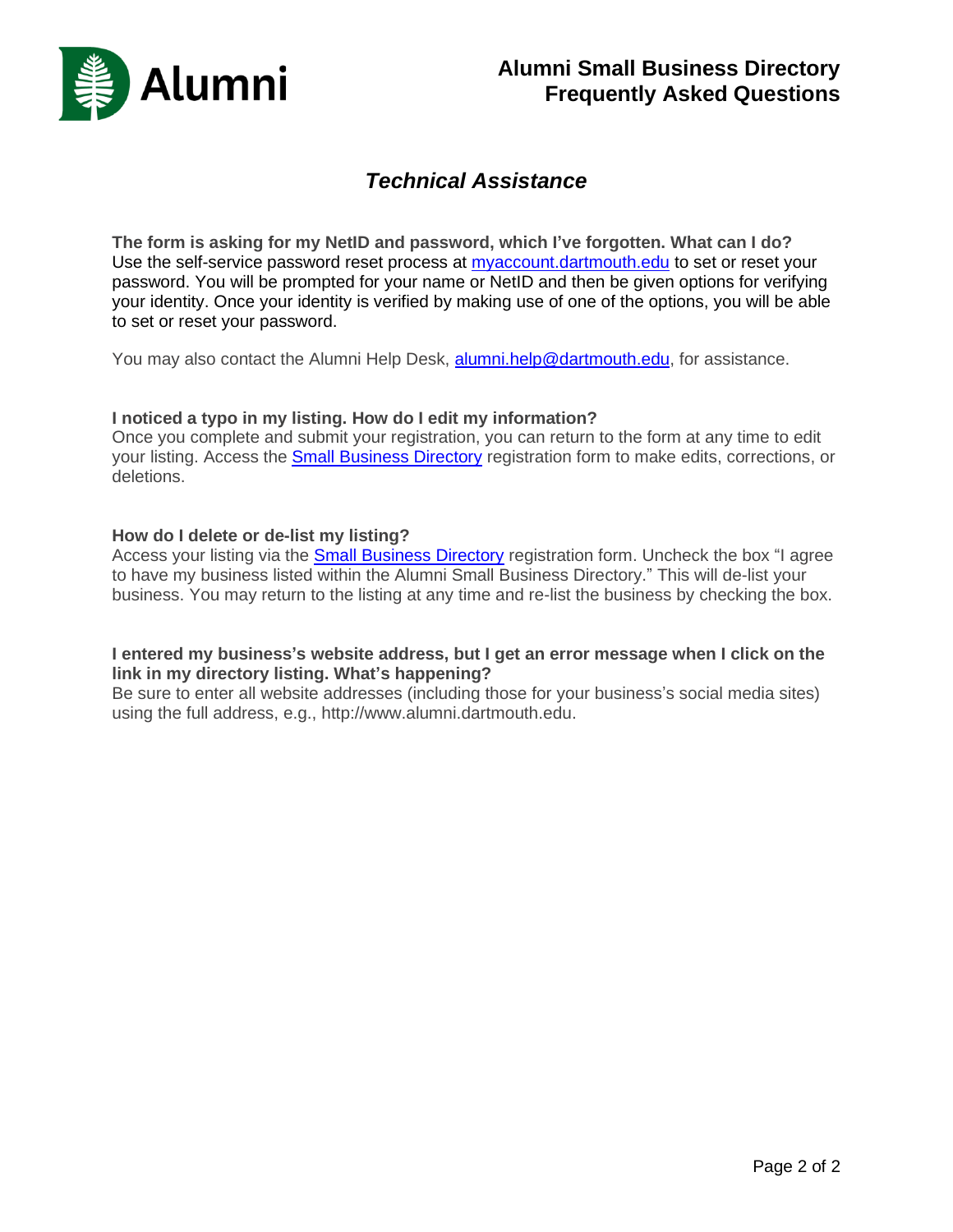## Technical Assistance

**The form is asking for my NetID and password, which I've forgotten. What can I do?**
Use the self-service password reset process at [myaccount.dartmouth.edu](myaccount.dartmouth.edu) to set or reset your password. You will be prompted for your name or NetID and then be given options for verifying your identity. Once your identity is verified by making use of one of the options, you will be able to set or reset your password.

You may also contact the Alumni Help Desk, [alumni.help@dartmouth.edu](mailto:alumni.help@dartmouth.edu), for assistance.

**I noticed a typo in my listing. How do I edit my information?**
Once you complete and submit your registration, you can return to the form at any time to edit your listing. Access the Small Business Directory registration form to make edits, corrections, or deletions.

**How do I delete or de-list my listing?**
Access your listing via the Small Business Directory registration form. Uncheck the box "I agree to have my business listed within the Alumni Small Business Directory." This will de-list your business. You may return to the listing at any time and re-list the business by checking the box.

**I entered my business's website address, but I get an error message when I click on the link in my directory listing. What's happening?**
Be sure to enter all website addresses (including those for your business's social media sites) using the full address, e.g., http://www.alumni.dartmouth.edu.